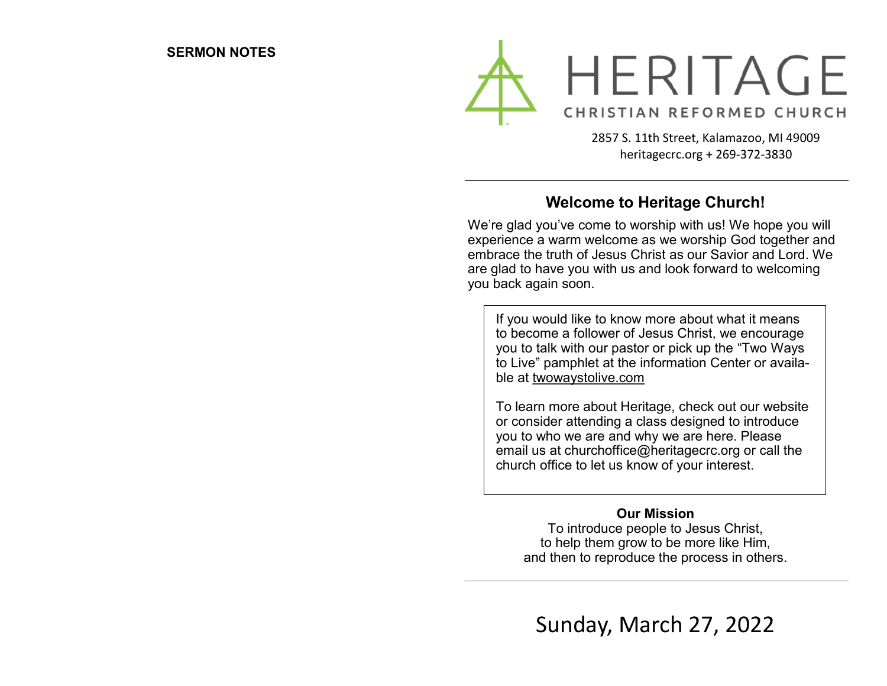**SERMON NOTES**

# HERITAGE

## CHRISTIAN REFORMED CHURCH

2857 S. 11th Street, Kalamazoo, MI 49009
heritagecrc.org + 269-372-3830

---

## Welcome to Heritage Church!

We're glad you've come to worship with us! We hope you will experience a warm welcome as we worship God together and embrace the truth of Jesus Christ as our Savior and Lord. We are glad to have you with us and look forward to welcoming you back again soon.

If you would like to know more about what it means to become a follower of Jesus Christ, we encourage you to talk with our pastor or pick up the "Two Ways to Live" pamphlet at the information Center or available at twowaystolive.com

To learn more about Heritage, check out our website or consider attending a class designed to introduce you to who we are and why we are here. Please email us at churchoffice@heritagecrc.org or call the church office to let us know of your interest.

**Our Mission**

To introduce people to Jesus Christ,
to help them grow to be more like Him,
and then to reproduce the process in others.

---

Sunday, March 27, 2022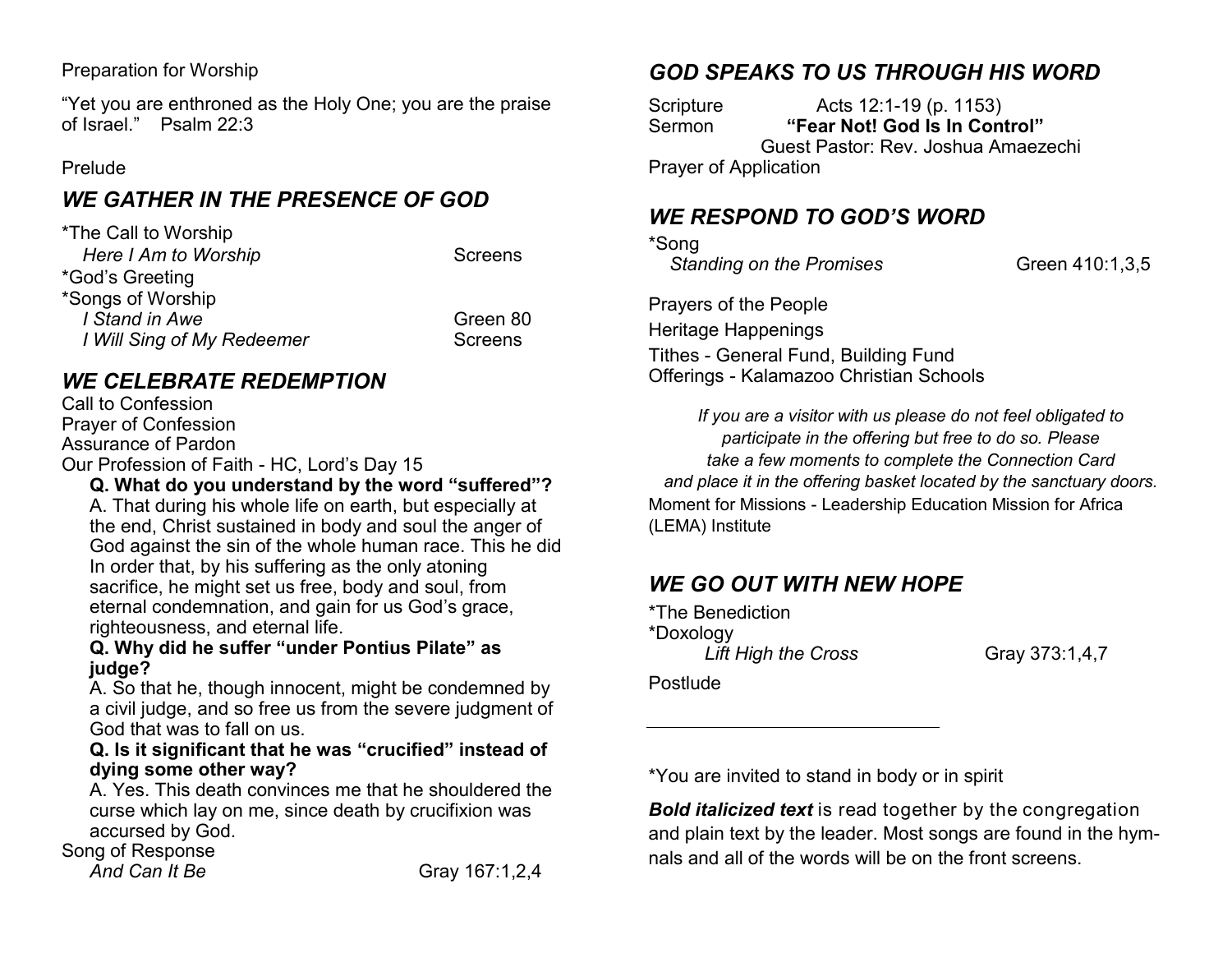Preparation for Worship

"Yet you are enthroned as the Holy One; you are the praise of Israel." Psalm 22:3

Prelude

## *WE GATHER IN THE PRESENCE OF GOD*

*The Call to Worship
*Here I Am to Worship* Screens
*God's Greeting
*Songs of Worship
*I Stand in Awe* Green 80
*I Will Sing of My Redeemer* Screens

## *WE CELEBRATE REDEMPTION*

Call to Confession
Prayer of Confession
Assurance of Pardon
Our Profession of Faith - HC, Lord's Day 15

**Q. What do you understand by the word "suffered"?**

A. That during his whole life on earth, but especially at the end, Christ sustained in body and soul the anger of God against the sin of the whole human race. This he did In order that, by his suffering as the only atoning sacrifice, he might set us free, body and soul, from eternal condemnation, and gain for us God's grace, righteousness, and eternal life.

**Q. Why did he suffer "under Pontius Pilate" as judge?**

A. So that he, though innocent, might be condemned by a civil judge, and so free us from the severe judgment of God that was to fall on us.

**Q. Is it significant that he was "crucified" instead of dying some other way?**

A. Yes. This death convinces me that he shouldered the curse which lay on me, since death by crucifixion was accursed by God.

Song of Response
*And Can It Be* Gray 167:1,2,4

## *GOD SPEAKS TO US THROUGH HIS WORD*

Scripture Acts 12:1-19 (p. 1153)
Sermon **"Fear Not! God Is In Control"**
Guest Pastor: Rev. Joshua Amaezechi
Prayer of Application

## *WE RESPOND TO GOD'S WORD*

*Song
*Standing on the Promises* Green 410:1,3,5

Prayers of the People

Heritage Happenings

Tithes - General Fund, Building Fund
Offerings - Kalamazoo Christian Schools

*If you are a visitor with us please do not feel obligated to participate in the offering but free to do so. Please take a few moments to complete the Connection Card and place it in the offering basket located by the sanctuary doors.*

Moment for Missions - Leadership Education Mission for Africa (LEMA) Institute

## *WE GO OUT WITH NEW HOPE*

*The Benediction
*Doxology
*Lift High the Cross* Gray 373:1,4,7

Postlude

---

*You are invited to stand in body or in spirit

***Bold italicized text*** is read together by the congregation and plain text by the leader. Most songs are found in the hymnals and all of the words will be on the front screens.